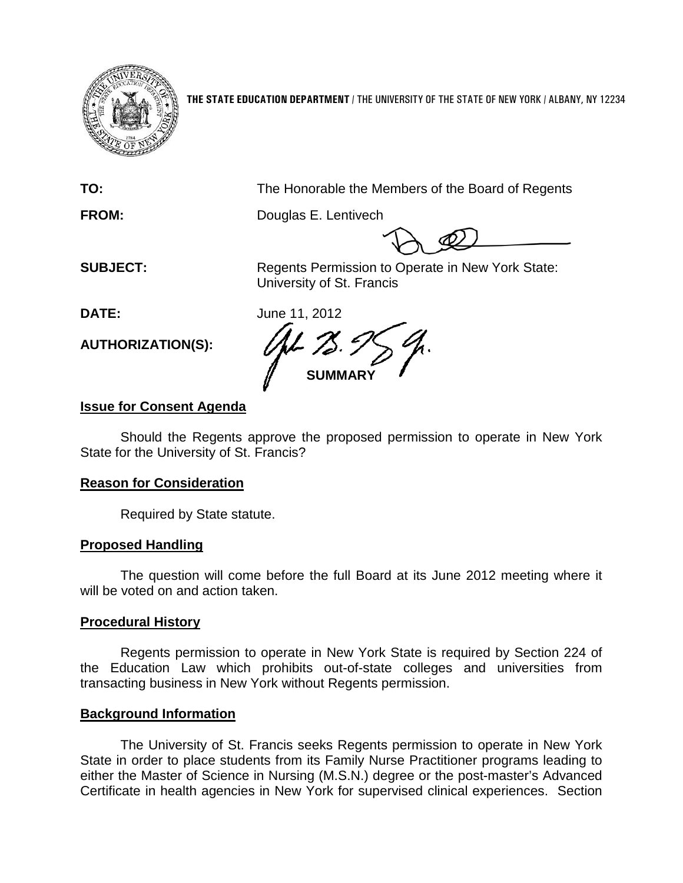**THE STATE EDUCATION DEPARTMENT** / THE UNIVERSITY OF THE STATE OF NEW YORK / ALBANY, NY 12234

**TO:** The Honorable the Members of the Board of Regents

**FROM:** Douglas E. Lentivech

**SUBJECT:** Regents Permission to Operate in New York State: University of St. Francis

**DATE:** June 11, 2012

**AUTHORIZATION(S):**

**SUMMARY**

**Issue for Consent Agenda**

Should the Regents approve the proposed permission to operate in New York State for the University of St. Francis?

**Reason for Consideration**

Required by State statute.

**Proposed Handling**

The question will come before the full Board at its June 2012 meeting where it will be voted on and action taken.

**Procedural History**

Regents permission to operate in New York State is required by Section 224 of the Education Law which prohibits out-of-state colleges and universities from transacting business in New York without Regents permission.

**Background Information**

The University of St. Francis seeks Regents permission to operate in New York State in order to place students from its Family Nurse Practitioner programs leading to either the Master of Science in Nursing (M.S.N.) degree or the post-master's Advanced Certificate in health agencies in New York for supervised clinical experiences. Section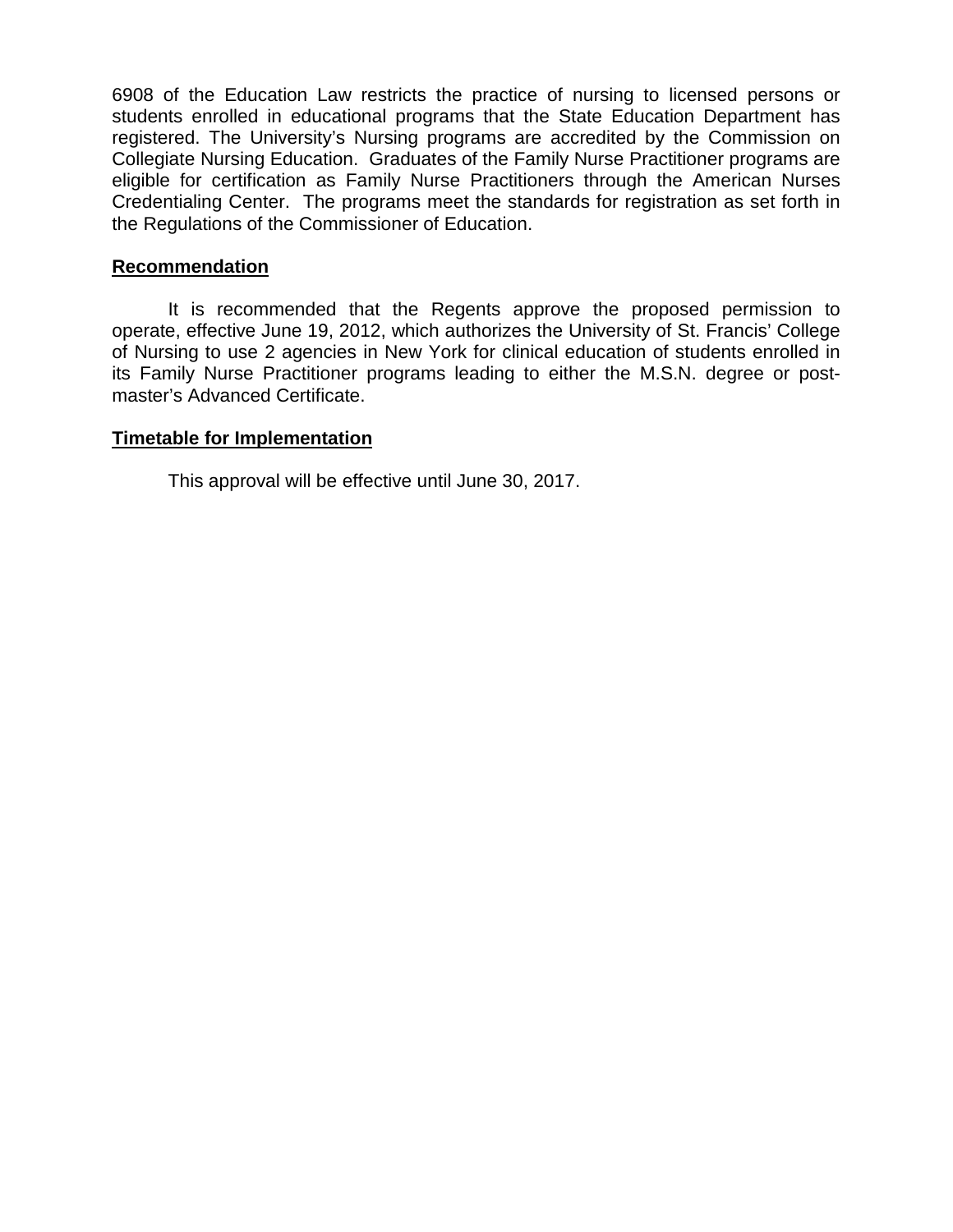6908 of the Education Law restricts the practice of nursing to licensed persons or students enrolled in educational programs that the State Education Department has registered. The University's Nursing programs are accredited by the Commission on Collegiate Nursing Education. Graduates of the Family Nurse Practitioner programs are eligible for certification as Family Nurse Practitioners through the American Nurses Credentialing Center. The programs meet the standards for registration as set forth in the Regulations of the Commissioner of Education.

**Recommendation**

It is recommended that the Regents approve the proposed permission to operate, effective June 19, 2012, which authorizes the University of St. Francis' College of Nursing to use 2 agencies in New York for clinical education of students enrolled in its Family Nurse Practitioner programs leading to either the M.S.N. degree or post-master's Advanced Certificate.

**Timetable for Implementation**

This approval will be effective until June 30, 2017.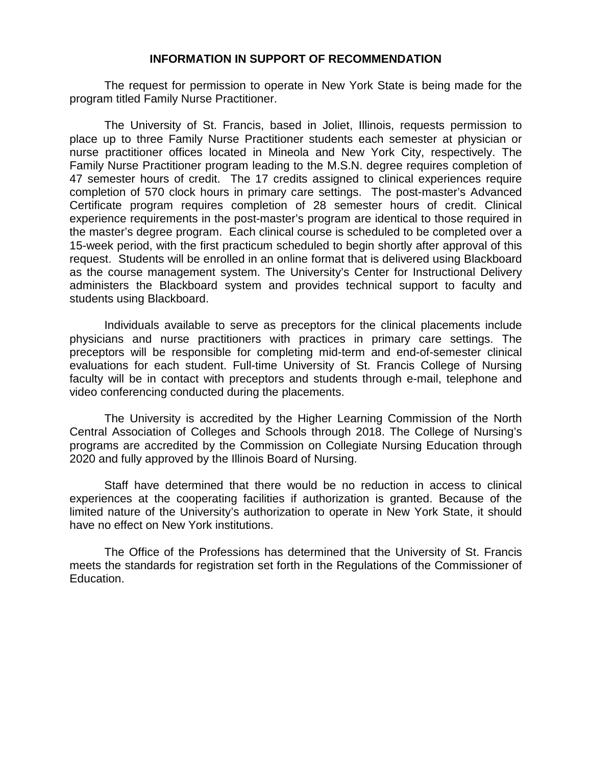**INFORMATION IN SUPPORT OF RECOMMENDATION**

The request for permission to operate in New York State is being made for the program titled Family Nurse Practitioner.

The University of St. Francis, based in Joliet, Illinois, requests permission to place up to three Family Nurse Practitioner students each semester at physician or nurse practitioner offices located in Mineola and New York City, respectively. The Family Nurse Practitioner program leading to the M.S.N. degree requires completion of 47 semester hours of credit. The 17 credits assigned to clinical experiences require completion of 570 clock hours in primary care settings. The post-master's Advanced Certificate program requires completion of 28 semester hours of credit. Clinical experience requirements in the post-master's program are identical to those required in the master's degree program. Each clinical course is scheduled to be completed over a 15-week period, with the first practicum scheduled to begin shortly after approval of this request. Students will be enrolled in an online format that is delivered using Blackboard as the course management system. The University's Center for Instructional Delivery administers the Blackboard system and provides technical support to faculty and students using Blackboard.

Individuals available to serve as preceptors for the clinical placements include physicians and nurse practitioners with practices in primary care settings. The preceptors will be responsible for completing mid-term and end-of-semester clinical evaluations for each student. Full-time University of St. Francis College of Nursing faculty will be in contact with preceptors and students through e-mail, telephone and video conferencing conducted during the placements.

The University is accredited by the Higher Learning Commission of the North Central Association of Colleges and Schools through 2018. The College of Nursing's programs are accredited by the Commission on Collegiate Nursing Education through 2020 and fully approved by the Illinois Board of Nursing.

Staff have determined that there would be no reduction in access to clinical experiences at the cooperating facilities if authorization is granted. Because of the limited nature of the University's authorization to operate in New York State, it should have no effect on New York institutions.

The Office of the Professions has determined that the University of St. Francis meets the standards for registration set forth in the Regulations of the Commissioner of Education.